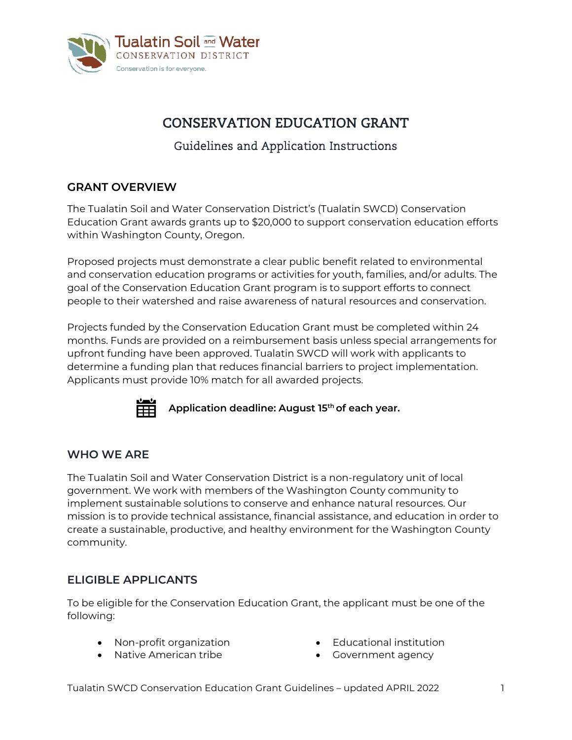Tualatin Soil and Water
CONSERVATION DISTRICT
Conservation is for everyone.

# CONSERVATION EDUCATION GRANT

## Guidelines and Application Instructions

### GRANT OVERVIEW

The Tualatin Soil and Water Conservation District's (Tualatin SWCD) Conservation Education Grant awards grants up to $20,000 to support conservation education efforts within Washington County, Oregon.

Proposed projects must demonstrate a clear public benefit related to environmental and conservation education programs or activities for youth, families, and/or adults. The goal of the Conservation Education Grant program is to support efforts to connect people to their watershed and raise awareness of natural resources and conservation.

Projects funded by the Conservation Education Grant must be completed within 24 months. Funds are provided on a reimbursement basis unless special arrangements for upfront funding have been approved. Tualatin SWCD will work with applicants to determine a funding plan that reduces financial barriers to project implementation. Applicants must provide 10% match for all awarded projects.

**Application deadline: August 15th of each year.**

### WHO WE ARE

The Tualatin Soil and Water Conservation District is a non-regulatory unit of local government. We work with members of the Washington County community to implement sustainable solutions to conserve and enhance natural resources. Our mission is to provide technical assistance, financial assistance, and education in order to create a sustainable, productive, and healthy environment for the Washington County community.

### ELIGIBLE APPLICANTS

To be eligible for the Conservation Education Grant, the applicant must be one of the following:

- Non-profit organization
- Native American tribe
- Educational institution
- Government agency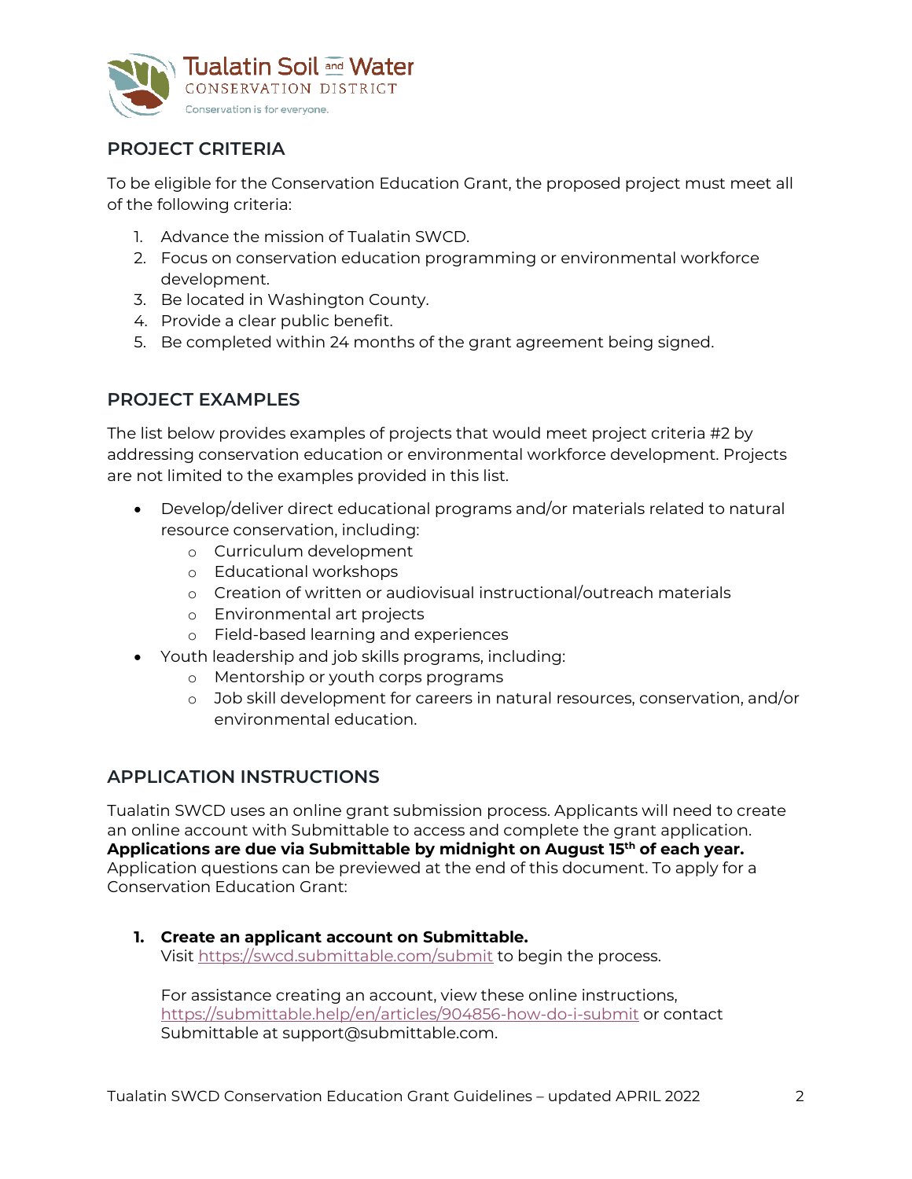## PROJECT CRITERIA

To be eligible for the Conservation Education Grant, the proposed project must meet all of the following criteria:

1. Advance the mission of Tualatin SWCD.
2. Focus on conservation education programming or environmental workforce development.
3. Be located in Washington County.
4. Provide a clear public benefit.
5. Be completed within 24 months of the grant agreement being signed.

## PROJECT EXAMPLES

The list below provides examples of projects that would meet project criteria #2 by addressing conservation education or environmental workforce development. Projects are not limited to the examples provided in this list.

- Develop/deliver direct educational programs and/or materials related to natural resource conservation, including:
  - Curriculum development
  - Educational workshops
  - Creation of written or audiovisual instructional/outreach materials
  - Environmental art projects
  - Field-based learning and experiences
- Youth leadership and job skills programs, including:
  - Mentorship or youth corps programs
  - Job skill development for careers in natural resources, conservation, and/or environmental education.

## APPLICATION INSTRUCTIONS

Tualatin SWCD uses an online grant submission process. Applicants will need to create an online account with Submittable to access and complete the grant application. **Applications are due via Submittable by midnight on August 15th of each year.** Application questions can be previewed at the end of this document. To apply for a Conservation Education Grant:

1. **Create an applicant account on Submittable.**
   Visit https://swcd.submittable.com/submit to begin the process.

   For assistance creating an account, view these online instructions, https://submittable.help/en/articles/904856-how-do-i-submit or contact Submittable at support@submittable.com.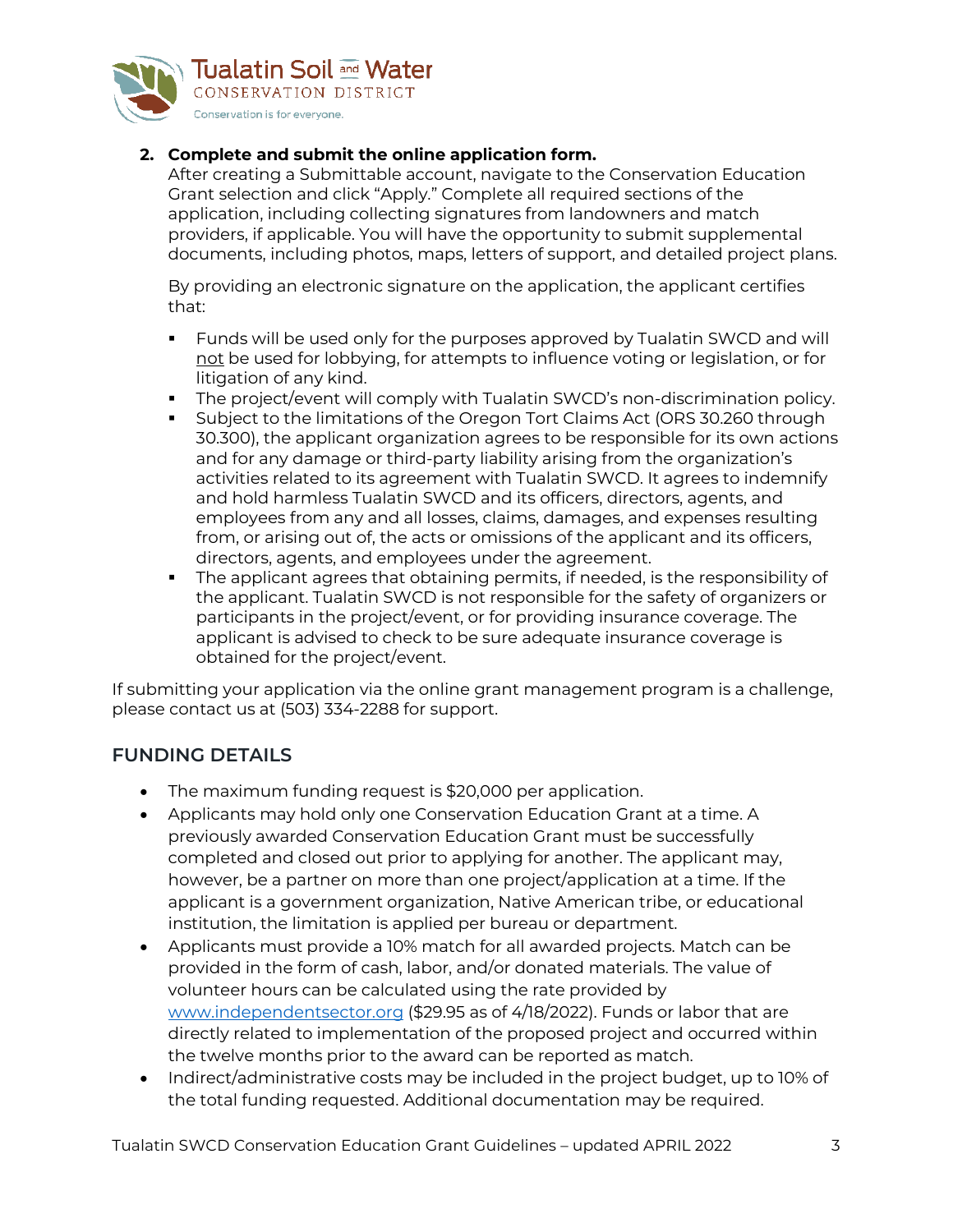2. **Complete and submit the online application form.**
   After creating a Submittable account, navigate to the Conservation Education Grant selection and click "Apply." Complete all required sections of the application, including collecting signatures from landowners and match providers, if applicable. You will have the opportunity to submit supplemental documents, including photos, maps, letters of support, and detailed project plans.

   By providing an electronic signature on the application, the applicant certifies that:

   - Funds will be used only for the purposes approved by Tualatin SWCD and will not be used for lobbying, for attempts to influence voting or legislation, or for litigation of any kind.
   - The project/event will comply with Tualatin SWCD's non-discrimination policy.
   - Subject to the limitations of the Oregon Tort Claims Act (ORS 30.260 through 30.300), the applicant organization agrees to be responsible for its own actions and for any damage or third-party liability arising from the organization's activities related to its agreement with Tualatin SWCD. It agrees to indemnify and hold harmless Tualatin SWCD and its officers, directors, agents, and employees from any and all losses, claims, damages, and expenses resulting from, or arising out of, the acts or omissions of the applicant and its officers, directors, agents, and employees under the agreement.
   - The applicant agrees that obtaining permits, if needed, is the responsibility of the applicant. Tualatin SWCD is not responsible for the safety of organizers or participants in the project/event, or for providing insurance coverage. The applicant is advised to check to be sure adequate insurance coverage is obtained for the project/event.

If submitting your application via the online grant management program is a challenge, please contact us at (503) 334-2288 for support.

## FUNDING DETAILS

- The maximum funding request is $20,000 per application.
- Applicants may hold only one Conservation Education Grant at a time. A previously awarded Conservation Education Grant must be successfully completed and closed out prior to applying for another. The applicant may, however, be a partner on more than one project/application at a time. If the applicant is a government organization, Native American tribe, or educational institution, the limitation is applied per bureau or department.
- Applicants must provide a 10% match for all awarded projects. Match can be provided in the form of cash, labor, and/or donated materials. The value of volunteer hours can be calculated using the rate provided by www.independentsector.org ($29.95 as of 4/18/2022). Funds or labor that are directly related to implementation of the proposed project and occurred within the twelve months prior to the award can be reported as match.
- Indirect/administrative costs may be included in the project budget, up to 10% of the total funding requested. Additional documentation may be required.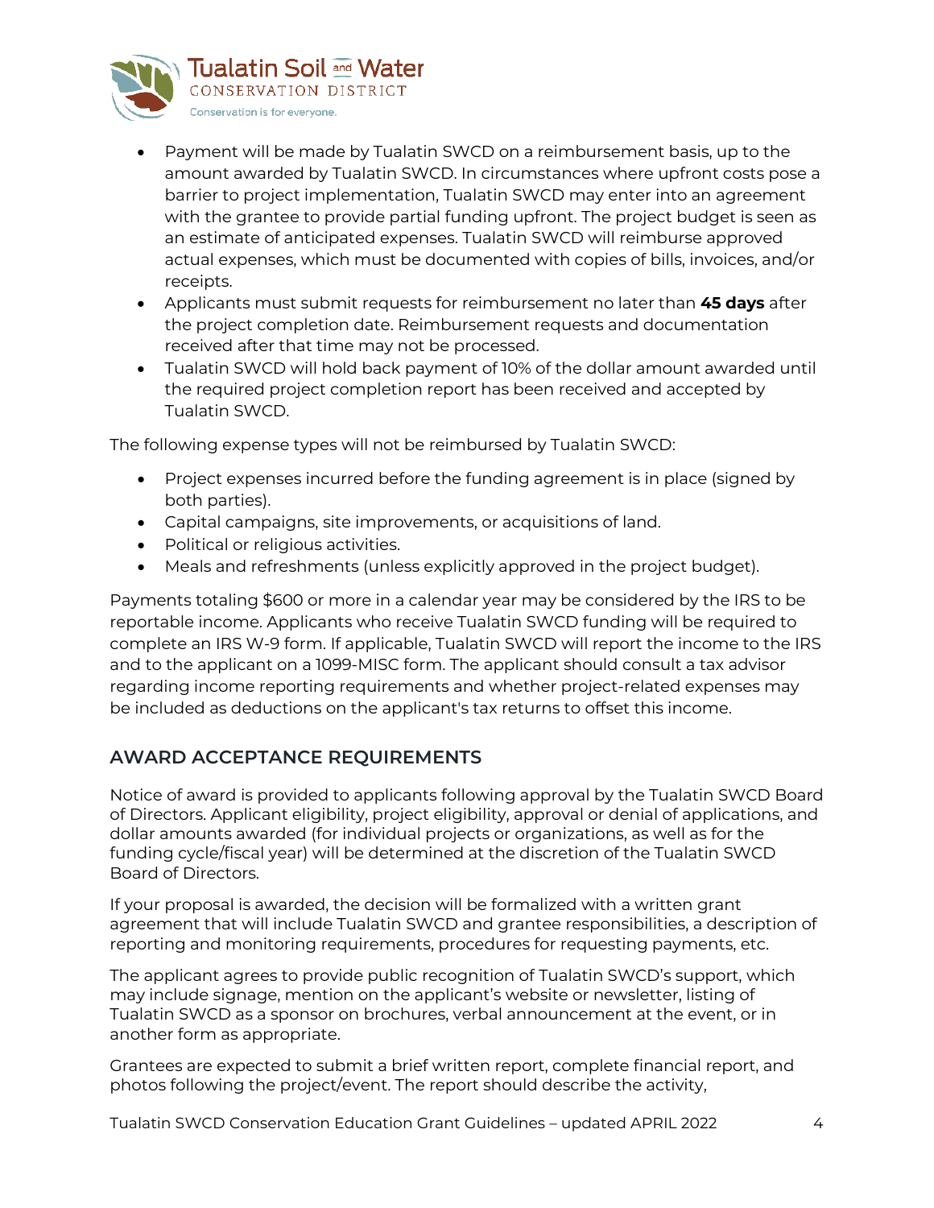- Payment will be made by Tualatin SWCD on a reimbursement basis, up to the amount awarded by Tualatin SWCD. In circumstances where upfront costs pose a barrier to project implementation, Tualatin SWCD may enter into an agreement with the grantee to provide partial funding upfront. The project budget is seen as an estimate of anticipated expenses. Tualatin SWCD will reimburse approved actual expenses, which must be documented with copies of bills, invoices, and/or receipts.
- Applicants must submit requests for reimbursement no later than **45 days** after the project completion date. Reimbursement requests and documentation received after that time may not be processed.
- Tualatin SWCD will hold back payment of 10% of the dollar amount awarded until the required project completion report has been received and accepted by Tualatin SWCD.

The following expense types will not be reimbursed by Tualatin SWCD:

- Project expenses incurred before the funding agreement is in place (signed by both parties).
- Capital campaigns, site improvements, or acquisitions of land.
- Political or religious activities.
- Meals and refreshments (unless explicitly approved in the project budget).

Payments totaling $600 or more in a calendar year may be considered by the IRS to be reportable income. Applicants who receive Tualatin SWCD funding will be required to complete an IRS W-9 form. If applicable, Tualatin SWCD will report the income to the IRS and to the applicant on a 1099-MISC form. The applicant should consult a tax advisor regarding income reporting requirements and whether project-related expenses may be included as deductions on the applicant's tax returns to offset this income.

## AWARD ACCEPTANCE REQUIREMENTS

Notice of award is provided to applicants following approval by the Tualatin SWCD Board of Directors. Applicant eligibility, project eligibility, approval or denial of applications, and dollar amounts awarded (for individual projects or organizations, as well as for the funding cycle/fiscal year) will be determined at the discretion of the Tualatin SWCD Board of Directors.

If your proposal is awarded, the decision will be formalized with a written grant agreement that will include Tualatin SWCD and grantee responsibilities, a description of reporting and monitoring requirements, procedures for requesting payments, etc.

The applicant agrees to provide public recognition of Tualatin SWCD's support, which may include signage, mention on the applicant's website or newsletter, listing of Tualatin SWCD as a sponsor on brochures, verbal announcement at the event, or in another form as appropriate.

Grantees are expected to submit a brief written report, complete financial report, and photos following the project/event. The report should describe the activity,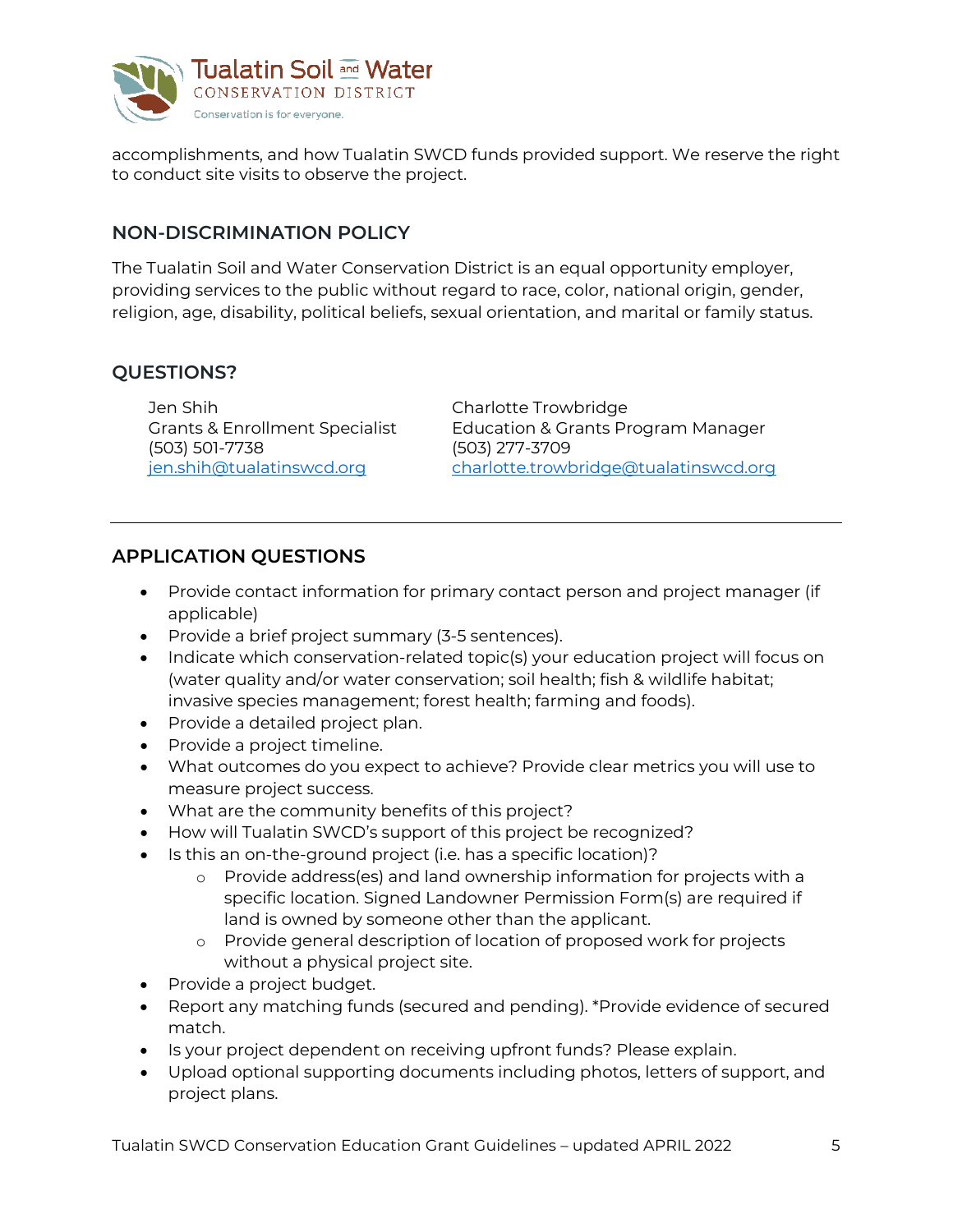accomplishments, and how Tualatin SWCD funds provided support. We reserve the right to conduct site visits to observe the project.

## NON-DISCRIMINATION POLICY

The Tualatin Soil and Water Conservation District is an equal opportunity employer, providing services to the public without regard to race, color, national origin, gender, religion, age, disability, political beliefs, sexual orientation, and marital or family status.

## QUESTIONS?

Jen Shih
Grants & Enrollment Specialist
(503) 501-7738
jen.shih@tualatinswcd.org

Charlotte Trowbridge
Education & Grants Program Manager
(503) 277-3709
charlotte.trowbridge@tualatinswcd.org

---

## APPLICATION QUESTIONS

- Provide contact information for primary contact person and project manager (if applicable)
- Provide a brief project summary (3-5 sentences).
- Indicate which conservation-related topic(s) your education project will focus on (water quality and/or water conservation; soil health; fish & wildlife habitat; invasive species management; forest health; farming and foods).
- Provide a detailed project plan.
- Provide a project timeline.
- What outcomes do you expect to achieve? Provide clear metrics you will use to measure project success.
- What are the community benefits of this project?
- How will Tualatin SWCD's support of this project be recognized?
- Is this an on-the-ground project (i.e. has a specific location)?
  - Provide address(es) and land ownership information for projects with a specific location. Signed Landowner Permission Form(s) are required if land is owned by someone other than the applicant.
  - Provide general description of location of proposed work for projects without a physical project site.
- Provide a project budget.
- Report any matching funds (secured and pending). *Provide evidence of secured match.
- Is your project dependent on receiving upfront funds? Please explain.
- Upload optional supporting documents including photos, letters of support, and project plans.